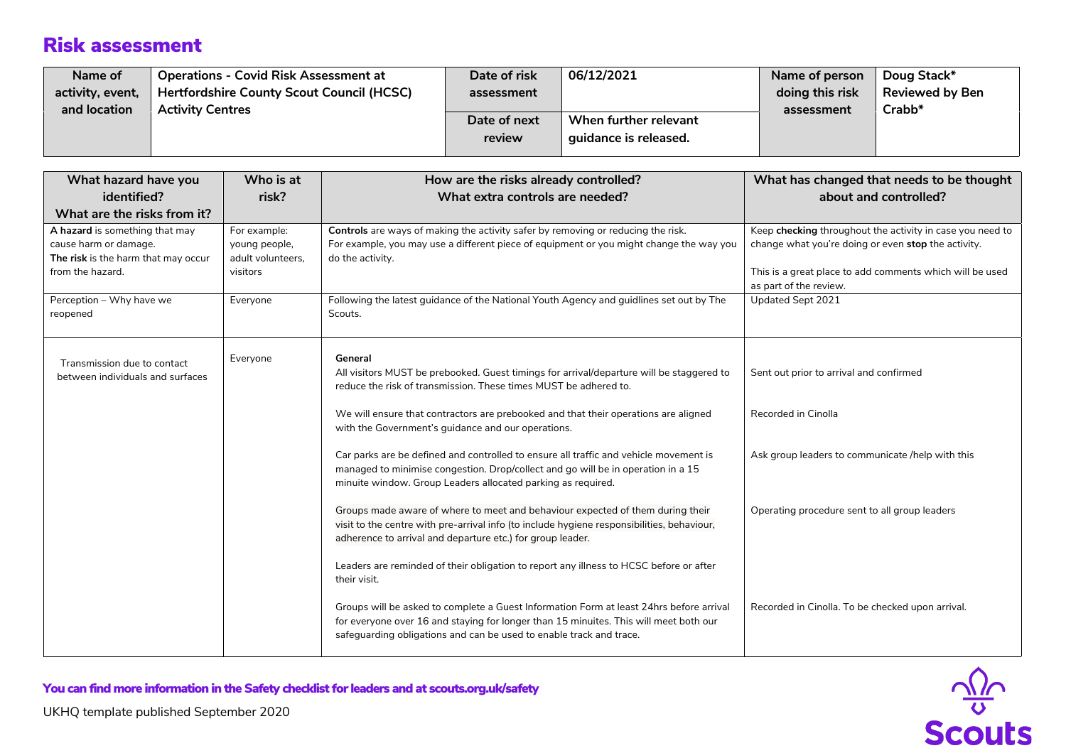# Risk assessment

| Name of activity, event, and location | Operations - Covid Risk Assessment at Hertfordshire County Scout Council (HCSC) Activity Centres | Date of risk assessment | 06/12/2021 | Name of person doing this risk assessment | Doug Stack* Reviewed by Ben Crabb* |
|---|---|---|---|---|---|
| | | Date of next review | When further relevant guidance is released. | | |

| What hazard have you identified? What are the risks from it? | Who is at risk? | How are the risks already controlled? What extra controls are needed? | What has changed that needs to be thought about and controlled? |
|---|---|---|---|
| **A hazard** is something that may cause harm or damage. **The risk** is the harm that may occur from the hazard. | For example: young people, adult volunteers, visitors | **Controls** are ways of making the activity safer by removing or reducing the risk. For example, you may use a different piece of equipment or you might change the way you do the activity. | Keep **checking** throughout the activity in case you need to change what you're doing or even **stop** the activity. This is a great place to add comments which will be used as part of the review. |
| Perception – Why have we reopened | Everyone | Following the latest guidance of the National Youth Agency and guidlines set out by The Scouts. | Updated Sept 2021 |
| Transmission due to contact between individuals and surfaces | Everyone | **General** All visitors MUST be prebooked. Guest timings for arrival/departure will be staggered to reduce the risk of transmission. These times MUST be adhered to. | Sent out prior to arrival and confirmed |
| | | We will ensure that contractors are prebooked and that their operations are aligned with the Government's guidance and our operations. | Recorded in Cinolla |
| | | Car parks are be defined and controlled to ensure all traffic and vehicle movement is managed to minimise congestion. Drop/collect and go will be in operation in a 15 minute window. Group Leaders allocated parking as required. | Ask group leaders to communicate /help with this |
| | | Groups made aware of where to meet and behaviour expected of them during their visit to the centre with pre-arrival info (to include hygiene responsibilities, behaviour, adherence to arrival and departure etc.) for group leader. | Operating procedure sent to all group leaders |
| | | Leaders are reminded of their obligation to report any illness to HCSC before or after their visit. | |
| | | Groups will be asked to complete a Guest Information Form at least 24hrs before arrival for everyone over 16 and staying for longer than 15 minutes. This will meet both our safeguarding obligations and can be used to enable track and trace. | Recorded in Cinolla. To be checked upon arrival. |

**You can find more information in the Safety checklist for leaders and at scouts.org.uk/safety**

UKHQ template published September 2020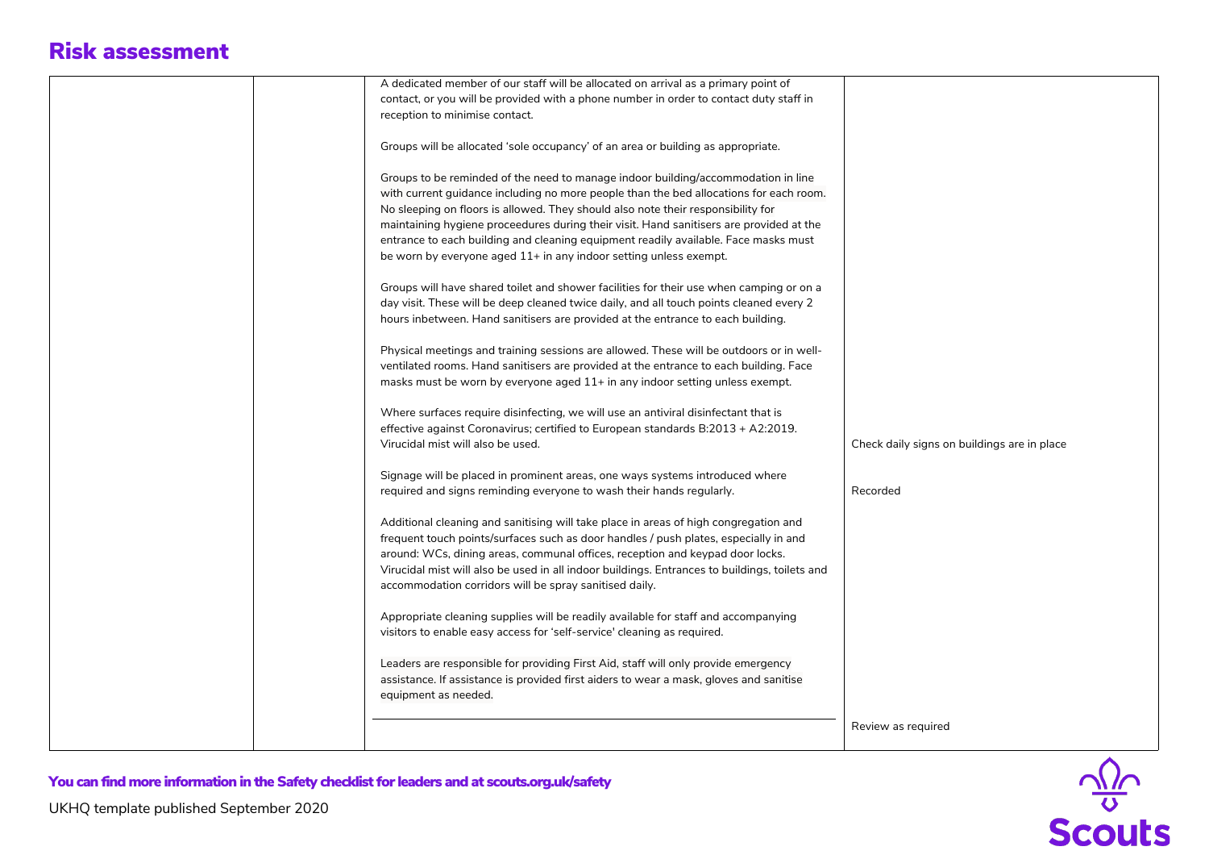# Risk assessment

| | | | |
|---|---|---|---|
| | | A dedicated member of our staff will be allocated on arrival as a primary point of contact, or you will be provided with a phone number in order to contact duty staff in reception to minimise contact.<br><br>Groups will be allocated 'sole occupancy' of an area or building as appropriate.<br><br>Groups to be reminded of the need to manage indoor building/accommodation in line with current guidance including no more people than the bed allocations for each room. No sleeping on floors is allowed. They should also note their responsibility for maintaining hygiene proceedures during their visit. Hand sanitisers are provided at the entrance to each building and cleaning equipment readily available. Face masks must be worn by everyone aged 11+ in any indoor setting unless exempt.<br><br>Groups will have shared toilet and shower facilities for their use when camping or on a day visit. These will be deep cleaned twice daily, and all touch points cleaned every 2 hours inbetween. Hand sanitisers are provided at the entrance to each building.<br><br>Physical meetings and training sessions are allowed. These will be outdoors or in well-ventilated rooms. Hand sanitisers are provided at the entrance to each building. Face masks must be worn by everyone aged 11+ in any indoor setting unless exempt.<br><br>Where surfaces require disinfecting, we will use an antiviral disinfectant that is effective against Coronavirus; certified to European standards B:2013 + A2:2019. Virucidal mist will also be used.<br><br>Signage will be placed in prominent areas, one ways systems introduced where required and signs reminding everyone to wash their hands regularly.<br><br>Additional cleaning and sanitising will take place in areas of high congregation and frequent touch points/surfaces such as door handles / push plates, especially in and around: WCs, dining areas, communal offices, reception and keypad door locks. Virucidal mist will also be used in all indoor buildings. Entrances to buildings, toilets and accommodation corridors will be spray sanitised daily.<br><br>Appropriate cleaning supplies will be readily available for staff and accompanying visitors to enable easy access for 'self-service' cleaning as required.<br><br>Leaders are responsible for providing First Aid, staff will only provide emergency assistance. If assistance is provided first aiders to wear a mask, gloves and sanitise equipment as needed. | Check daily signs on buildings are in place<br><br>Recorded<br><br>Review as required |

**You can find more information in the Safety checklist for leaders and at scouts.org.uk/safety**

UKHQ template published September 2020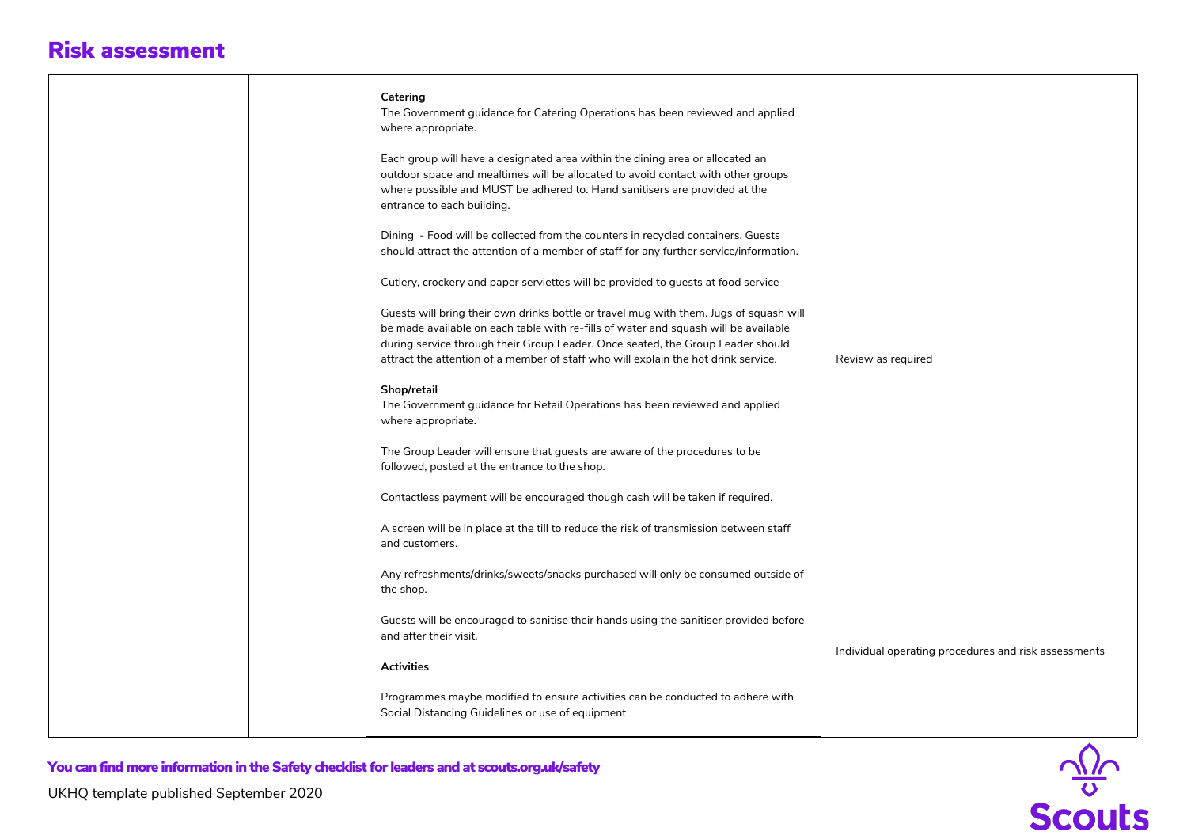# Risk assessment

| | | | |
|---|---|---|---|
| | | **Catering**<br>The Government guidance for Catering Operations has been reviewed and applied where appropriate.<br><br>Each group will have a designated area within the dining area or allocated an outdoor space and mealtimes will be allocated to avoid contact with other groups where possible and MUST be adhered to. Hand sanitisers are provided at the entrance to each building.<br><br>Dining - Food will be collected from the counters in recycled containers. Guests should attract the attention of a member of staff for any further service/information.<br><br>Cutlery, crockery and paper serviettes will be provided to guests at food service<br><br>Guests will bring their own drinks bottle or travel mug with them. Jugs of squash will be made available on each table with re-fills of water and squash will be available during service through their Group Leader. Once seated, the Group Leader should attract the attention of a member of staff who will explain the hot drink service. | Review as required |
| | | **Shop/retail**<br>The Government guidance for Retail Operations has been reviewed and applied where appropriate.<br><br>The Group Leader will ensure that guests are aware of the procedures to be followed, posted at the entrance to the shop.<br><br>Contactless payment will be encouraged though cash will be taken if required.<br><br>A screen will be in place at the till to reduce the risk of transmission between staff and customers.<br><br>Any refreshments/drinks/sweets/snacks purchased will only be consumed outside of the shop.<br><br>Guests will be encouraged to sanitise their hands using the sanitiser provided before and after their visit. | Individual operating procedures and risk assessments |
| | | **Activities**<br><br>Programmes maybe modified to ensure activities can be conducted to adhere with Social Distancing Guidelines or use of equipment | |

**You can find more information in the Safety checklist for leaders and at scouts.org.uk/safety**

UKHQ template published September 2020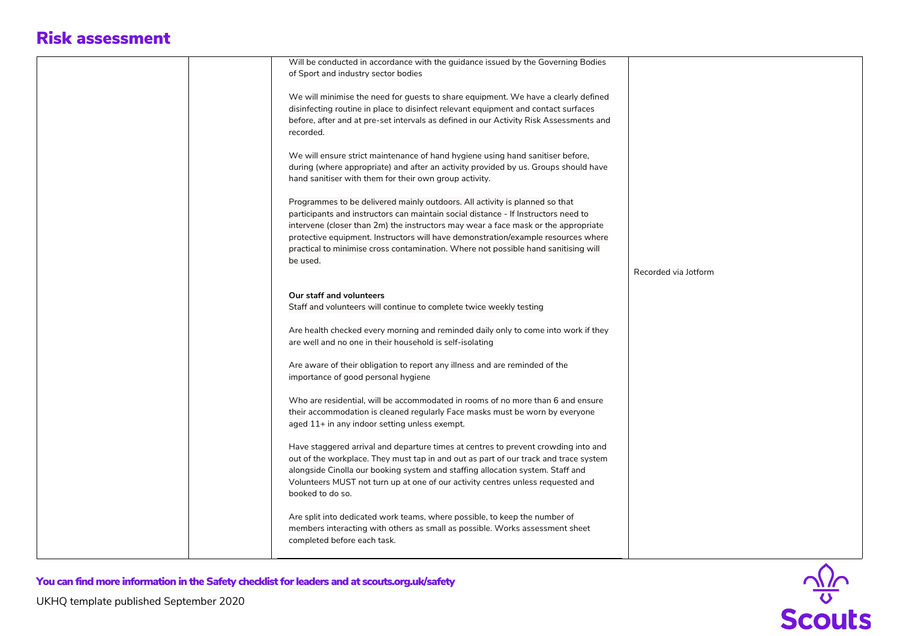# Risk assessment

| | | | |
|---|---|---|---|
| | | Will be conducted in accordance with the guidance issued by the Governing Bodies of Sport and industry sector bodies<br><br>We will minimise the need for guests to share equipment. We have a clearly defined disinfecting routine in place to disinfect relevant equipment and contact surfaces before, after and at pre-set intervals as defined in our Activity Risk Assessments and recorded.<br><br>We will ensure strict maintenance of hand hygiene using hand sanitiser before, during (where appropriate) and after an activity provided by us. Groups should have hand sanitiser with them for their own group activity.<br><br>Programmes to be delivered mainly outdoors. All activity is planned so that participants and instructors can maintain social distance - If Instructors need to intervene (closer than 2m) the instructors may wear a face mask or the appropriate protective equipment. Instructors will have demonstration/example resources where practical to minimise cross contamination. Where not possible hand sanitising will be used.<br><br>**Our staff and volunteers**<br>Staff and volunteers will continue to complete twice weekly testing<br><br>Are health checked every morning and reminded daily only to come into work if they are well and no one in their household is self-isolating<br><br>Are aware of their obligation to report any illness and are reminded of the importance of good personal hygiene<br><br>Who are residential, will be accommodated in rooms of no more than 6 and ensure their accommodation is cleaned regularly Face masks must be worn by everyone aged 11+ in any indoor setting unless exempt.<br><br>Have staggered arrival and departure times at centres to prevent crowding into and out of the workplace. They must tap in and out as part of our track and trace system alongside Cinolla our booking system and staffing allocation system. Staff and Volunteers MUST not turn up at one of our activity centres unless requested and booked to do so.<br><br>Are split into dedicated work teams, where possible, to keep the number of members interacting with others as small as possible. Works assessment sheet completed before each task. | Recorded via Jotform |

**You can find more information in the Safety checklist for leaders and at scouts.org.uk/safety**

UKHQ template published September 2020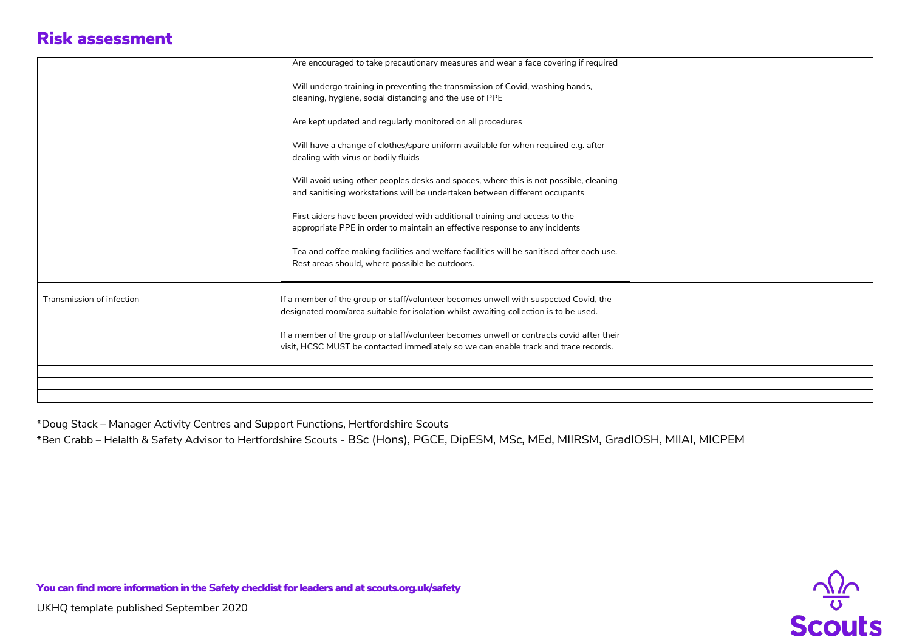# Risk assessment

| | | | |
|---|---|---|---|
| | | Are encouraged to take precautionary measures and wear a face covering if required<br><br>Will undergo training in preventing the transmission of Covid, washing hands, cleaning, hygiene, social distancing and the use of PPE<br><br>Are kept updated and regularly monitored on all procedures<br><br>Will have a change of clothes/spare uniform available for when required e.g. after dealing with virus or bodily fluids<br><br>Will avoid using other peoples desks and spaces, where this is not possible, cleaning and sanitising workstations will be undertaken between different occupants<br><br>First aiders have been provided with additional training and access to the appropriate PPE in order to maintain an effective response to any incidents<br><br>Tea and coffee making facilities and welfare facilities will be sanitised after each use. Rest areas should, where possible be outdoors. | |
| Transmission of infection | | If a member of the group or staff/volunteer becomes unwell with suspected Covid, the designated room/area suitable for isolation whilst awaiting collection is to be used.<br><br>If a member of the group or staff/volunteer becomes unwell or contracts covid after their visit, HCSC MUST be contacted immediately so we can enable track and trace records. | |
| | | | |
| | | | |
| | | | |

*Doug Stack – Manager Activity Centres and Support Functions, Hertfordshire Scouts

*Ben Crabb – Helalth & Safety Advisor to Hertfordshire Scouts - BSc (Hons), PGCE, DipESM, MSc, MEd, MIIRSM, GradIOSH, MIIAI, MICPEM

**You can find more information in the Safety checklist for leaders and at scouts.org.uk/safety**

UKHQ template published September 2020